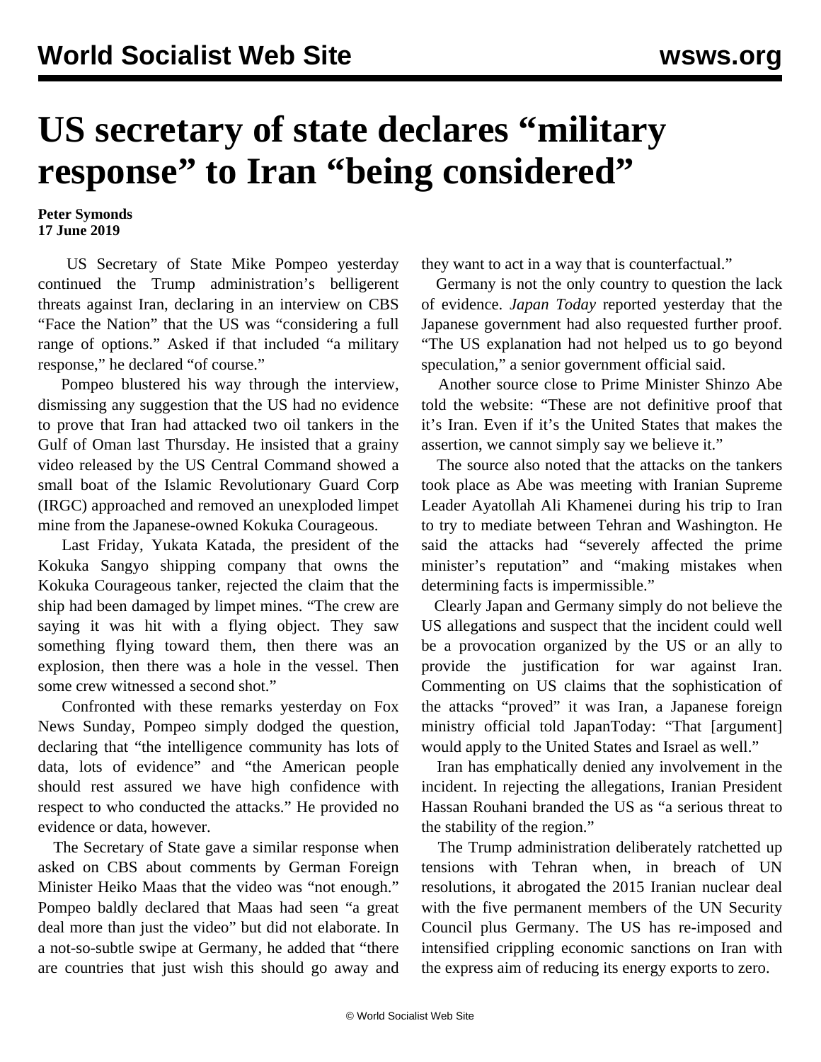# US secretary of state declares "military response" to Iran "being considered"

**Peter Symonds**
**17 June 2019**

US Secretary of State Mike Pompeo yesterday continued the Trump administration's belligerent threats against Iran, declaring in an interview on CBS "Face the Nation" that the US was "considering a full range of options." Asked if that included "a military response," he declared "of course."

Pompeo blustered his way through the interview, dismissing any suggestion that the US had no evidence to prove that Iran had attacked two oil tankers in the Gulf of Oman last Thursday. He insisted that a grainy video released by the US Central Command showed a small boat of the Islamic Revolutionary Guard Corp (IRGC) approached and removed an unexploded limpet mine from the Japanese-owned Kokuka Courageous.

Last Friday, Yukata Katada, the president of the Kokuka Sangyo shipping company that owns the Kokuka Courageous tanker, rejected the claim that the ship had been damaged by limpet mines. "The crew are saying it was hit with a flying object. They saw something flying toward them, then there was an explosion, then there was a hole in the vessel. Then some crew witnessed a second shot."

Confronted with these remarks yesterday on Fox News Sunday, Pompeo simply dodged the question, declaring that "the intelligence community has lots of data, lots of evidence" and "the American people should rest assured we have high confidence with respect to who conducted the attacks." He provided no evidence or data, however.

The Secretary of State gave a similar response when asked on CBS about comments by German Foreign Minister Heiko Maas that the video was "not enough." Pompeo baldly declared that Maas had seen "a great deal more than just the video" but did not elaborate. In a not-so-subtle swipe at Germany, he added that "there are countries that just wish this should go away and they want to act in a way that is counterfactual."

Germany is not the only country to question the lack of evidence. *Japan Today* reported yesterday that the Japanese government had also requested further proof. "The US explanation had not helped us to go beyond speculation," a senior government official said.

Another source close to Prime Minister Shinzo Abe told the website: "These are not definitive proof that it's Iran. Even if it's the United States that makes the assertion, we cannot simply say we believe it."

The source also noted that the attacks on the tankers took place as Abe was meeting with Iranian Supreme Leader Ayatollah Ali Khamenei during his trip to Iran to try to mediate between Tehran and Washington. He said the attacks had "severely affected the prime minister's reputation" and "making mistakes when determining facts is impermissible."

Clearly Japan and Germany simply do not believe the US allegations and suspect that the incident could well be a provocation organized by the US or an ally to provide the justification for war against Iran. Commenting on US claims that the sophistication of the attacks "proved" it was Iran, a Japanese foreign ministry official told JapanToday: "That [argument] would apply to the United States and Israel as well."

Iran has emphatically denied any involvement in the incident. In rejecting the allegations, Iranian President Hassan Rouhani branded the US as "a serious threat to the stability of the region."

The Trump administration deliberately ratchetted up tensions with Tehran when, in breach of UN resolutions, it abrogated the 2015 Iranian nuclear deal with the five permanent members of the UN Security Council plus Germany. The US has re-imposed and intensified crippling economic sanctions on Iran with the express aim of reducing its energy exports to zero.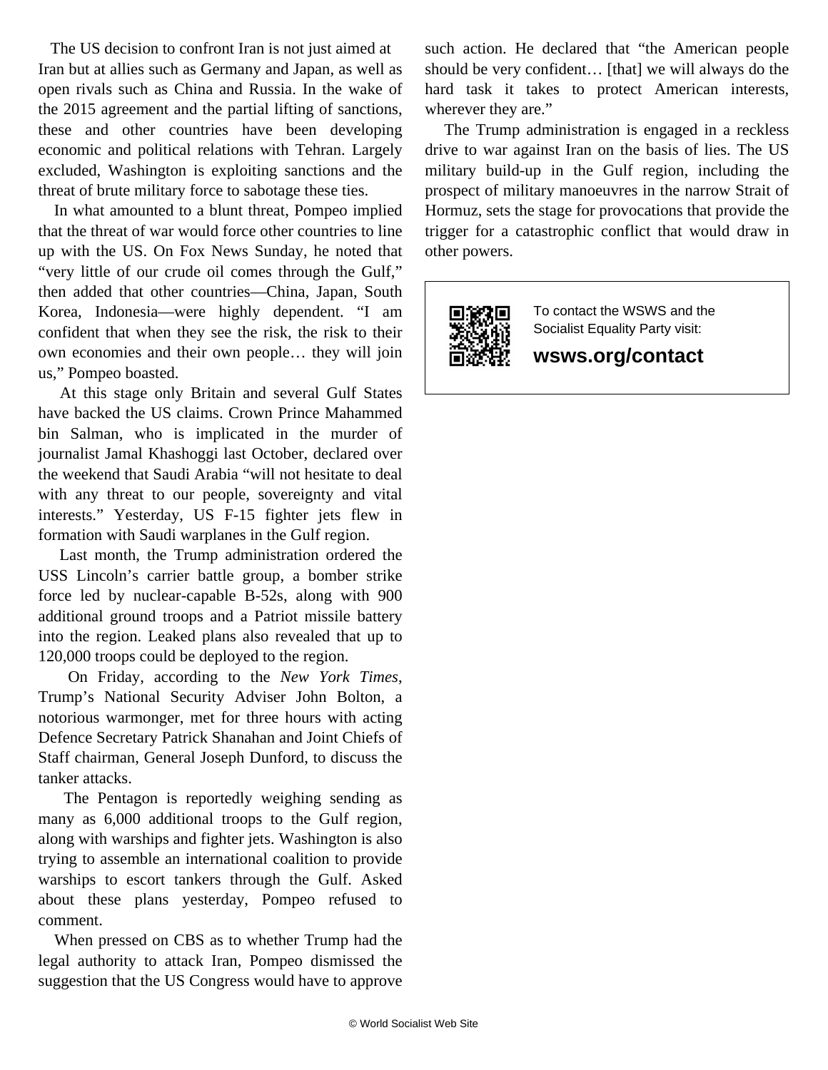The US decision to confront Iran is not just aimed at Iran but at allies such as Germany and Japan, as well as open rivals such as China and Russia. In the wake of the 2015 agreement and the partial lifting of sanctions, these and other countries have been developing economic and political relations with Tehran. Largely excluded, Washington is exploiting sanctions and the threat of brute military force to sabotage these ties.

In what amounted to a blunt threat, Pompeo implied that the threat of war would force other countries to line up with the US. On Fox News Sunday, he noted that "very little of our crude oil comes through the Gulf," then added that other countries—China, Japan, South Korea, Indonesia—were highly dependent. "I am confident that when they see the risk, the risk to their own economies and their own people… they will join us," Pompeo boasted.

At this stage only Britain and several Gulf States have backed the US claims. Crown Prince Mahammed bin Salman, who is implicated in the murder of journalist Jamal Khashoggi last October, declared over the weekend that Saudi Arabia "will not hesitate to deal with any threat to our people, sovereignty and vital interests." Yesterday, US F-15 fighter jets flew in formation with Saudi warplanes in the Gulf region.

Last month, the Trump administration ordered the USS Lincoln's carrier battle group, a bomber strike force led by nuclear-capable B-52s, along with 900 additional ground troops and a Patriot missile battery into the region. Leaked plans also revealed that up to 120,000 troops could be deployed to the region.

On Friday, according to the *New York Times*, Trump's National Security Adviser John Bolton, a notorious warmonger, met for three hours with acting Defence Secretary Patrick Shanahan and Joint Chiefs of Staff chairman, General Joseph Dunford, to discuss the tanker attacks.

The Pentagon is reportedly weighing sending as many as 6,000 additional troops to the Gulf region, along with warships and fighter jets. Washington is also trying to assemble an international coalition to provide warships to escort tankers through the Gulf. Asked about these plans yesterday, Pompeo refused to comment.

When pressed on CBS as to whether Trump had the legal authority to attack Iran, Pompeo dismissed the suggestion that the US Congress would have to approve such action. He declared that "the American people should be very confident… [that] we will always do the hard task it takes to protect American interests, wherever they are."

The Trump administration is engaged in a reckless drive to war against Iran on the basis of lies. The US military build-up in the Gulf region, including the prospect of military manoeuvres in the narrow Strait of Hormuz, sets the stage for provocations that provide the trigger for a catastrophic conflict that would draw in other powers.

To contact the WSWS and the Socialist Equality Party visit:

**wsws.org/contact**